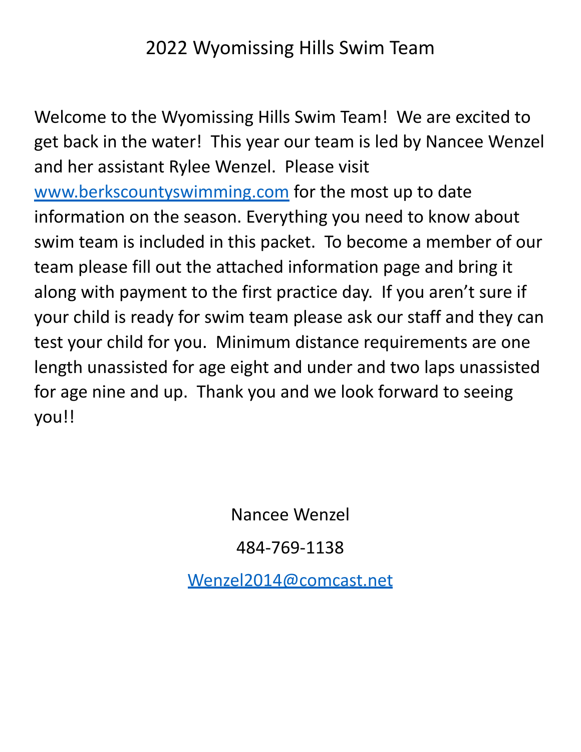# 2022 Wyomissing Hills Swim Team

Welcome to the Wyomissing Hills Swim Team! We are excited to get back in the water! This year our team is led by Nancee Wenzel and her assistant Rylee Wenzel. Please visit www.berkscountyswimming.com for the most up to date information on the season. Everything you need to know about swim team is included in this packet. To become a member of our team please fill out the attached information page and bring it along with payment to the first practice day. If you aren't sure if your child is ready for swim team please ask our staff and they can test your child for you. Minimum distance requirements are one length unassisted for age eight and under and two laps unassisted for age nine and up. Thank you and we look forward to seeing you!!

Nancee Wenzel

484-769-1138

Wenzel2014@comcast.net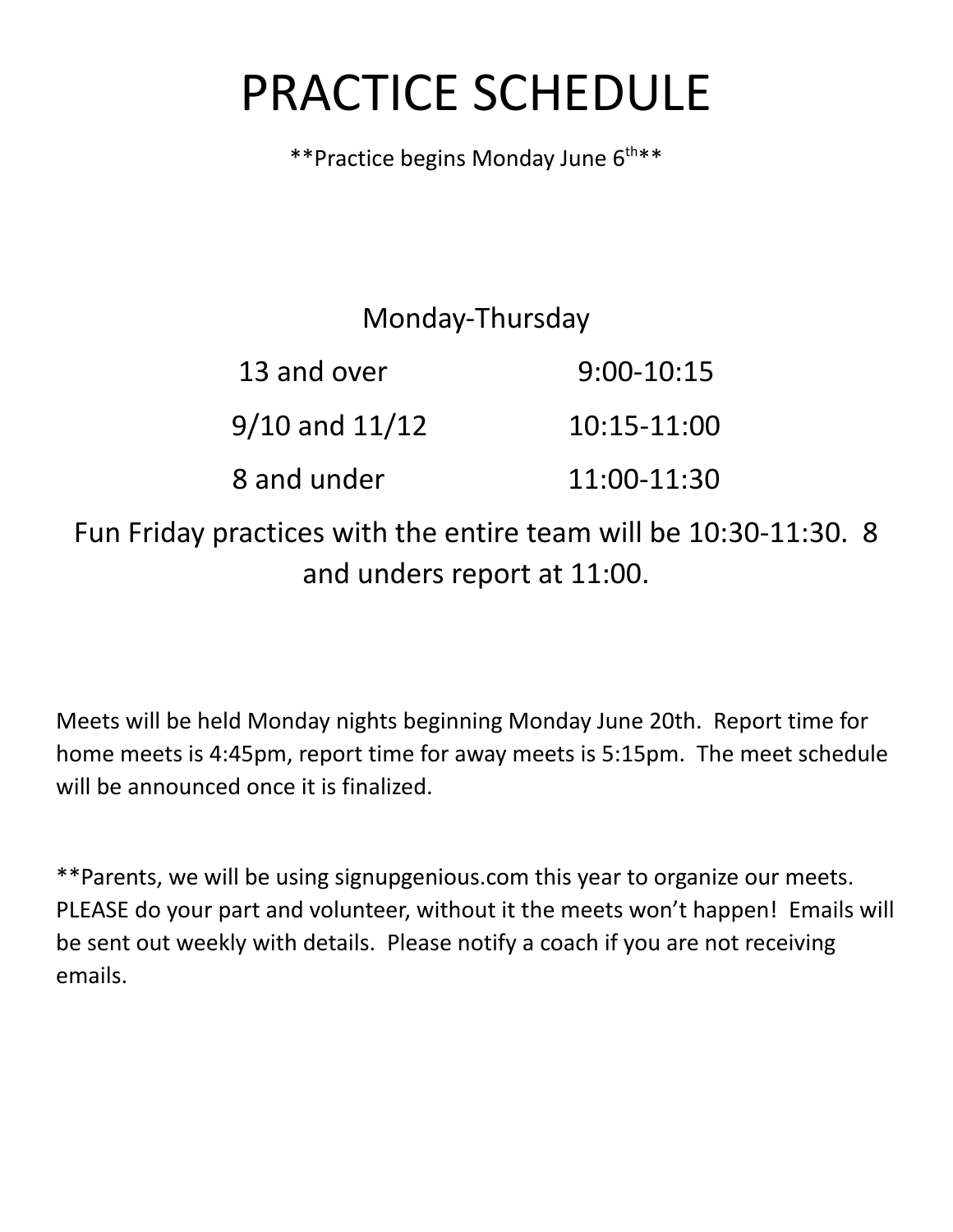# PRACTICE SCHEDULE

**Practice begins Monday June 6th**

Monday-Thursday

| | |
|---|---|
| 13 and over | 9:00-10:15 |
| 9/10 and 11/12 | 10:15-11:00 |
| 8 and under | 11:00-11:30 |

Fun Friday practices with the entire team will be 10:30-11:30. 8 and unders report at 11:00.

Meets will be held Monday nights beginning Monday June 20th. Report time for home meets is 4:45pm, report time for away meets is 5:15pm. The meet schedule will be announced once it is finalized.

**Parents, we will be using signupgenious.com this year to organize our meets. PLEASE do your part and volunteer, without it the meets won't happen! Emails will be sent out weekly with details. Please notify a coach if you are not receiving emails.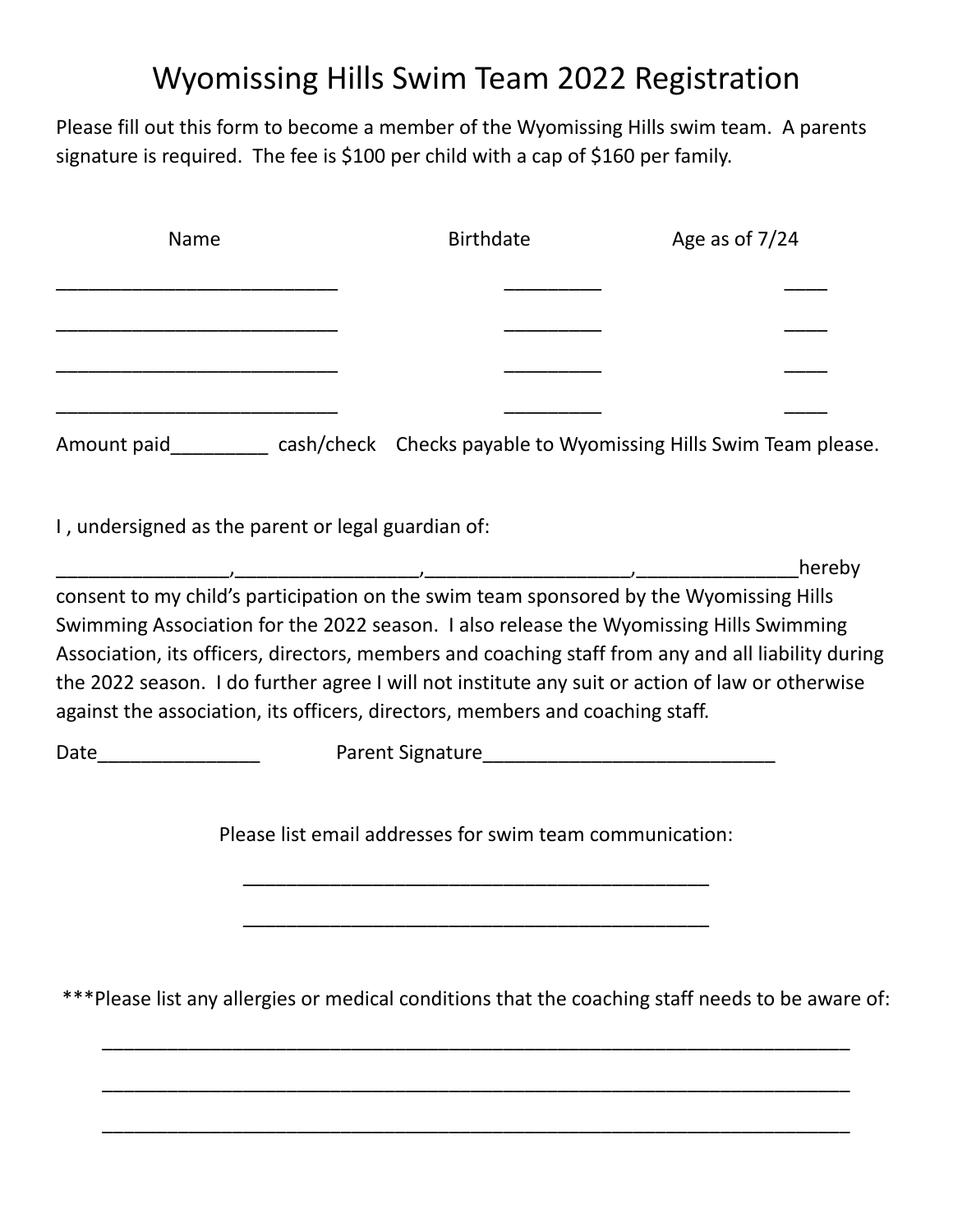# Wyomissing Hills Swim Team 2022 Registration

Please fill out this form to become a member of the Wyomissing Hills swim team. A parents signature is required. The fee is $100 per child with a cap of $160 per family.

| Name | Birthdate | Age as of 7/24 |
|---|---|---|
| ___________________________ | _________ | ____ |
| ___________________________ | _________ | ____ |
| ___________________________ | _________ | ____ |
| ___________________________ | _________ | ____ |

Amount paid_________ cash/check Checks payable to Wyomissing Hills Swim Team please.

I , undersigned as the parent or legal guardian of:

________________,_________________,___________________,_______________hereby consent to my child's participation on the swim team sponsored by the Wyomissing Hills Swimming Association for the 2022 season. I also release the Wyomissing Hills Swimming Association, its officers, directors, members and coaching staff from any and all liability during the 2022 season. I do further agree I will not institute any suit or action of law or otherwise against the association, its officers, directors, members and coaching staff.

Date_______________ Parent Signature____________________________

Please list email addresses for swim team communication:

____________________________________________

____________________________________________

***Please list any allergies or medical conditions that the coaching staff needs to be aware of:

_______________________________________________________________________

_______________________________________________________________________

_______________________________________________________________________